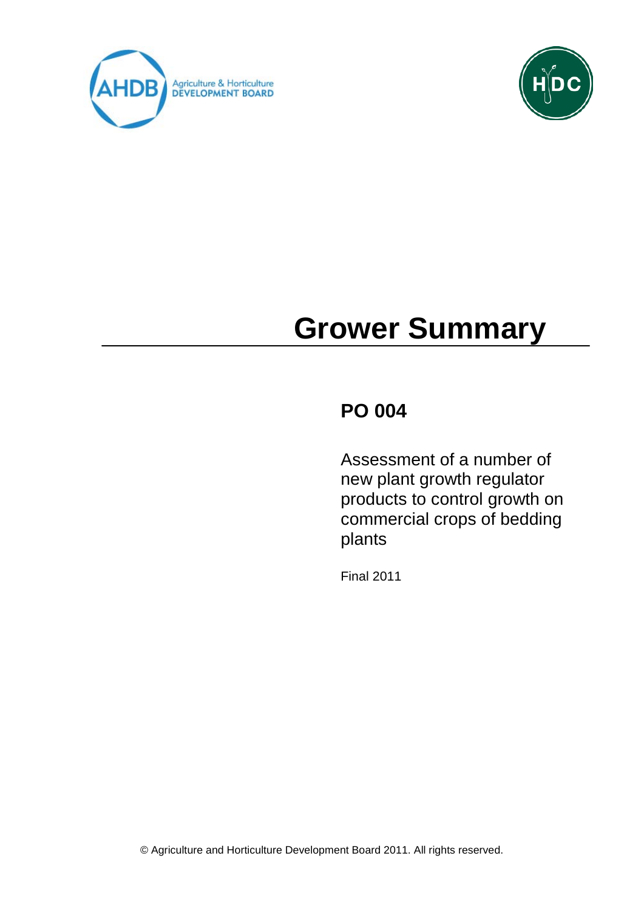# Grower Summary

## PO 004

Assessment of a number of new plant growth regulator products to control growth on commercial crops of bedding plants

Final 2011

© Agriculture and Horticulture Development Board 2011. All rights reserved.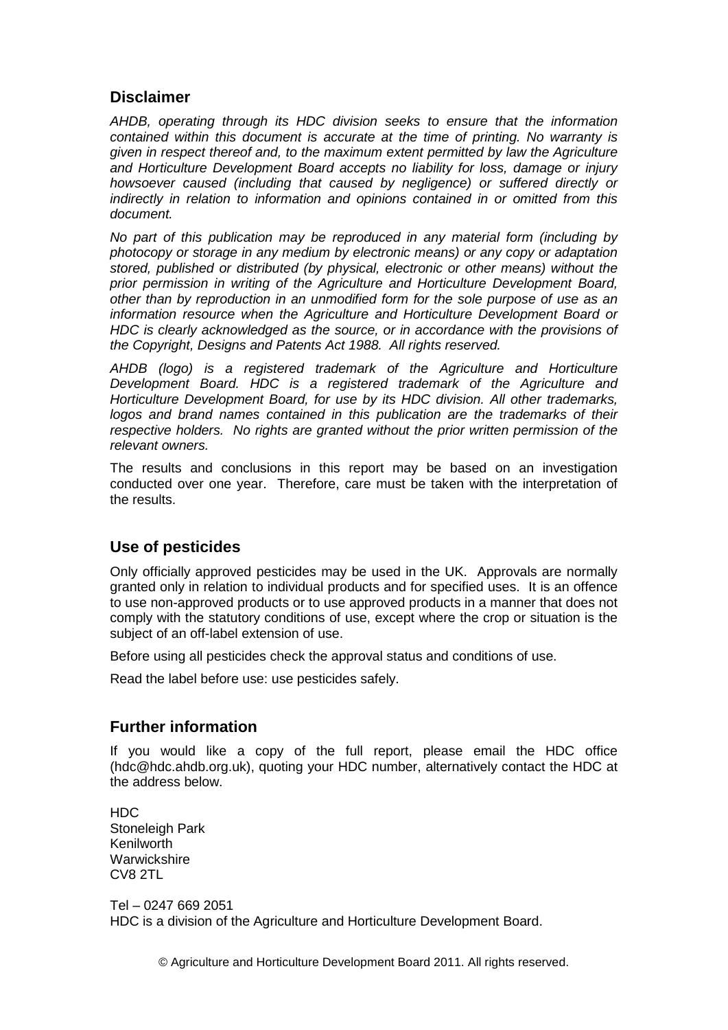## Disclaimer

*AHDB, operating through its HDC division seeks to ensure that the information contained within this document is accurate at the time of printing. No warranty is given in respect thereof and, to the maximum extent permitted by law the Agriculture and Horticulture Development Board accepts no liability for loss, damage or injury howsoever caused (including that caused by negligence) or suffered directly or indirectly in relation to information and opinions contained in or omitted from this document.*

*No part of this publication may be reproduced in any material form (including by photocopy or storage in any medium by electronic means) or any copy or adaptation stored, published or distributed (by physical, electronic or other means) without the prior permission in writing of the Agriculture and Horticulture Development Board, other than by reproduction in an unmodified form for the sole purpose of use as an information resource when the Agriculture and Horticulture Development Board or HDC is clearly acknowledged as the source, or in accordance with the provisions of the Copyright, Designs and Patents Act 1988. All rights reserved.*

*AHDB (logo) is a registered trademark of the Agriculture and Horticulture Development Board. HDC is a registered trademark of the Agriculture and Horticulture Development Board, for use by its HDC division. All other trademarks, logos and brand names contained in this publication are the trademarks of their respective holders. No rights are granted without the prior written permission of the relevant owners.*

The results and conclusions in this report may be based on an investigation conducted over one year. Therefore, care must be taken with the interpretation of the results.

## Use of pesticides

Only officially approved pesticides may be used in the UK. Approvals are normally granted only in relation to individual products and for specified uses. It is an offence to use non-approved products or to use approved products in a manner that does not comply with the statutory conditions of use, except where the crop or situation is the subject of an off-label extension of use.

Before using all pesticides check the approval status and conditions of use.

Read the label before use: use pesticides safely.

## Further information

If you would like a copy of the full report, please email the HDC office (hdc@hdc.ahdb.org.uk), quoting your HDC number, alternatively contact the HDC at the address below.

HDC
Stoneleigh Park
Kenilworth
Warwickshire
CV8 2TL

Tel – 0247 669 2051
HDC is a division of the Agriculture and Horticulture Development Board.

© Agriculture and Horticulture Development Board 2011. All rights reserved.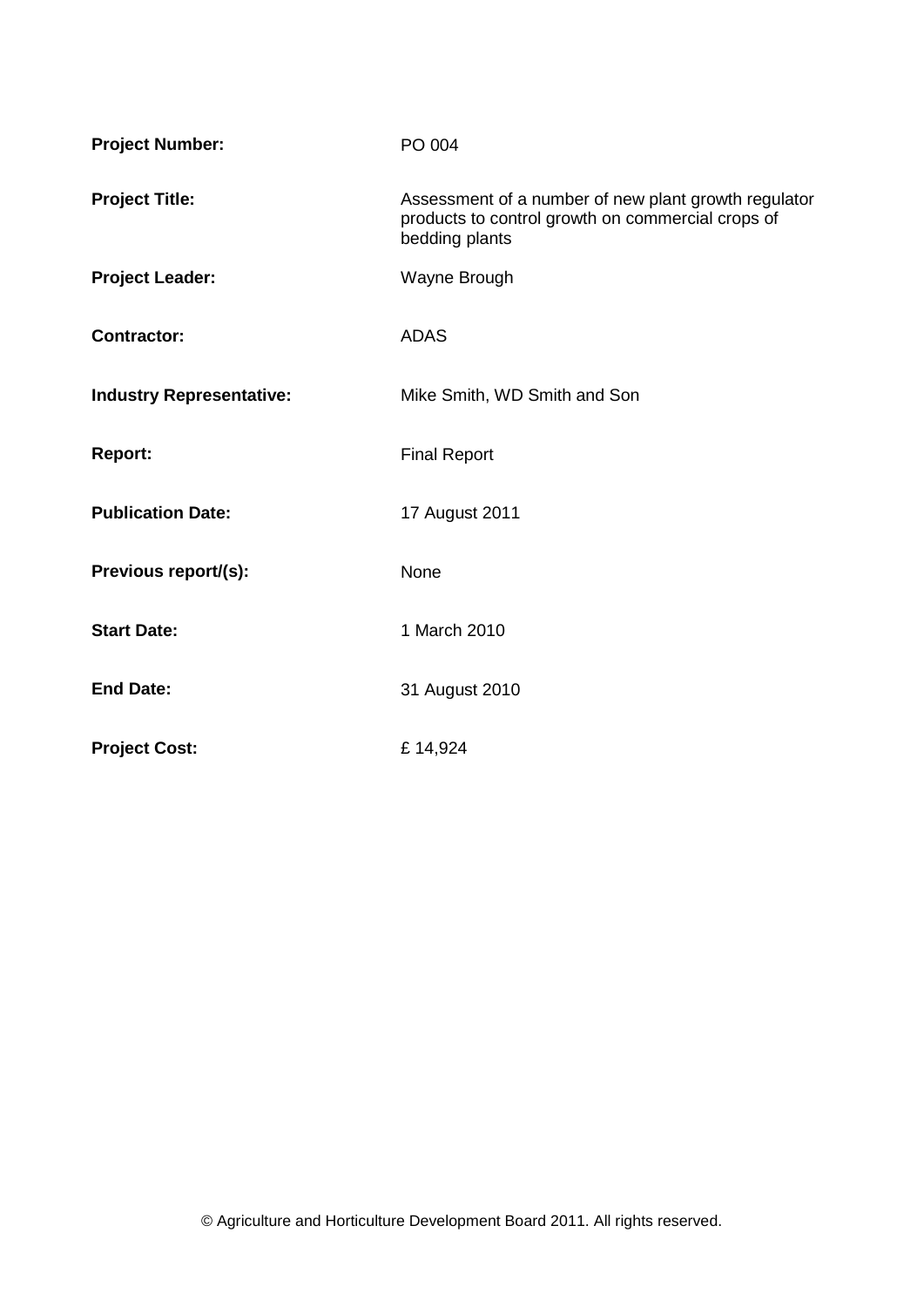**Project Number:** PO 004

**Project Title:** Assessment of a number of new plant growth regulator products to control growth on commercial crops of bedding plants

**Project Leader:** Wayne Brough

**Contractor:** ADAS

**Industry Representative:** Mike Smith, WD Smith and Son

**Report:** Final Report

**Publication Date:** 17 August 2011

**Previous report/(s):** None

**Start Date:** 1 March 2010

**End Date:** 31 August 2010

**Project Cost:** £ 14,924

© Agriculture and Horticulture Development Board 2011. All rights reserved.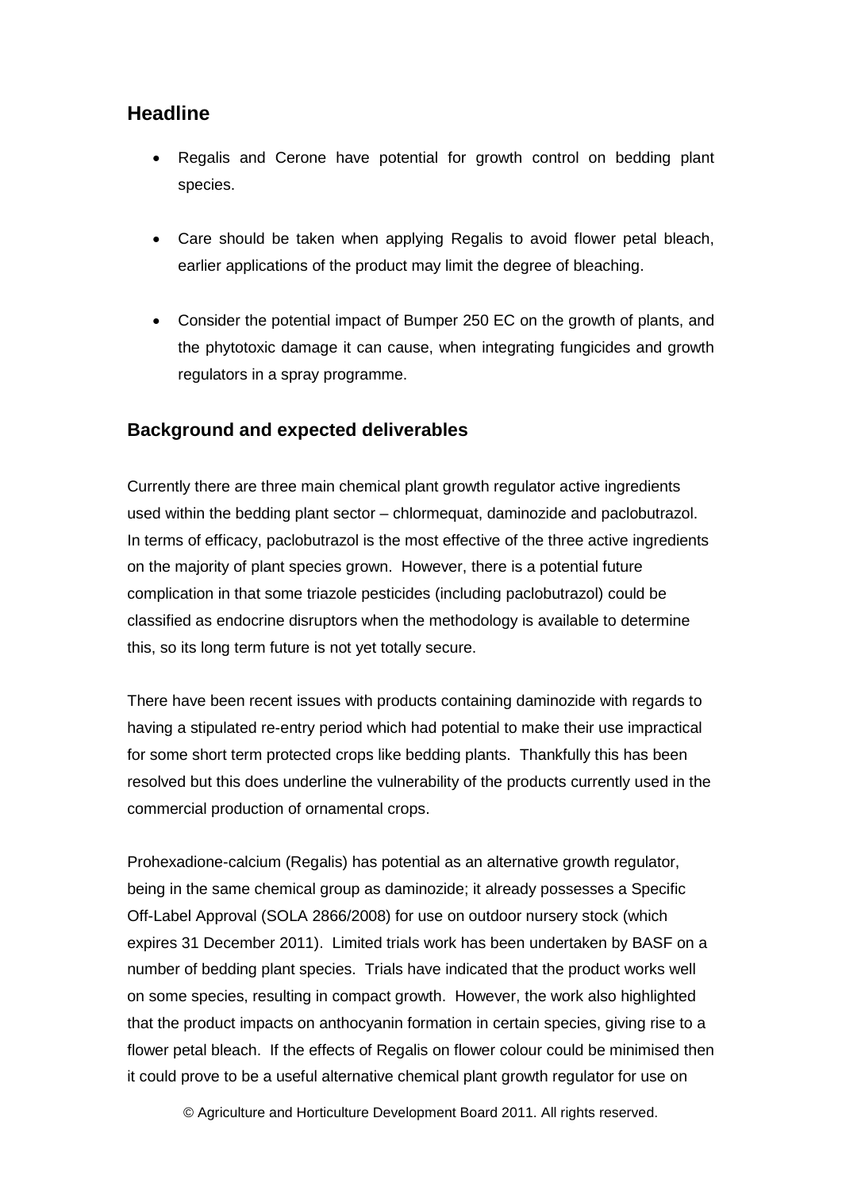## Headline

- Regalis and Cerone have potential for growth control on bedding plant species.
- Care should be taken when applying Regalis to avoid flower petal bleach, earlier applications of the product may limit the degree of bleaching.
- Consider the potential impact of Bumper 250 EC on the growth of plants, and the phytotoxic damage it can cause, when integrating fungicides and growth regulators in a spray programme.

## Background and expected deliverables

Currently there are three main chemical plant growth regulator active ingredients used within the bedding plant sector – chlormequat, daminozide and paclobutrazol. In terms of efficacy, paclobutrazol is the most effective of the three active ingredients on the majority of plant species grown. However, there is a potential future complication in that some triazole pesticides (including paclobutrazol) could be classified as endocrine disruptors when the methodology is available to determine this, so its long term future is not yet totally secure.

There have been recent issues with products containing daminozide with regards to having a stipulated re-entry period which had potential to make their use impractical for some short term protected crops like bedding plants. Thankfully this has been resolved but this does underline the vulnerability of the products currently used in the commercial production of ornamental crops.

Prohexadione-calcium (Regalis) has potential as an alternative growth regulator, being in the same chemical group as daminozide; it already possesses a Specific Off-Label Approval (SOLA 2866/2008) for use on outdoor nursery stock (which expires 31 December 2011). Limited trials work has been undertaken by BASF on a number of bedding plant species. Trials have indicated that the product works well on some species, resulting in compact growth. However, the work also highlighted that the product impacts on anthocyanin formation in certain species, giving rise to a flower petal bleach. If the effects of Regalis on flower colour could be minimised then it could prove to be a useful alternative chemical plant growth regulator for use on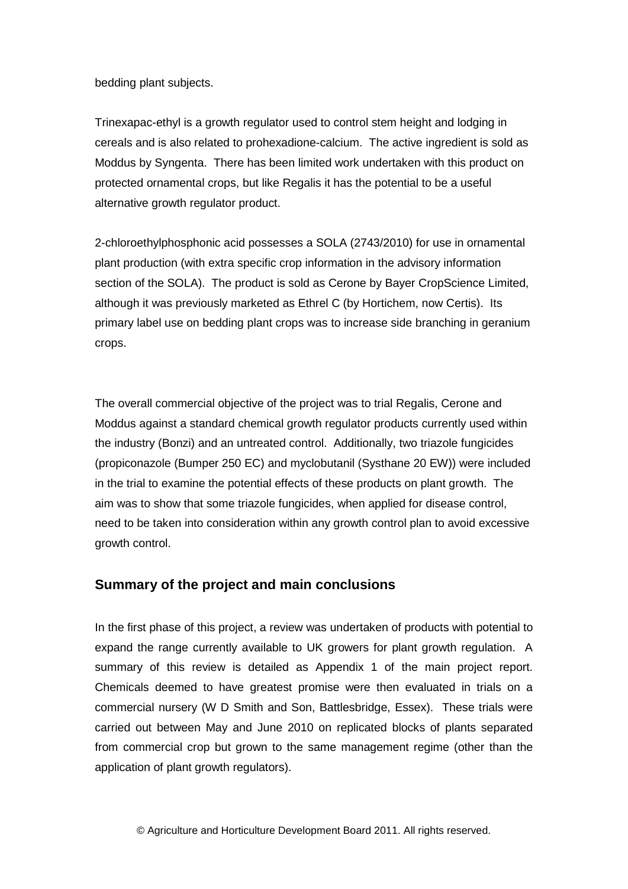bedding plant subjects.

Trinexapac-ethyl is a growth regulator used to control stem height and lodging in cereals and is also related to prohexadione-calcium. The active ingredient is sold as Moddus by Syngenta. There has been limited work undertaken with this product on protected ornamental crops, but like Regalis it has the potential to be a useful alternative growth regulator product.

2-chloroethylphosphonic acid possesses a SOLA (2743/2010) for use in ornamental plant production (with extra specific crop information in the advisory information section of the SOLA). The product is sold as Cerone by Bayer CropScience Limited, although it was previously marketed as Ethrel C (by Hortichem, now Certis). Its primary label use on bedding plant crops was to increase side branching in geranium crops.

The overall commercial objective of the project was to trial Regalis, Cerone and Moddus against a standard chemical growth regulator products currently used within the industry (Bonzi) and an untreated control. Additionally, two triazole fungicides (propiconazole (Bumper 250 EC) and myclobutanil (Systhane 20 EW)) were included in the trial to examine the potential effects of these products on plant growth. The aim was to show that some triazole fungicides, when applied for disease control, need to be taken into consideration within any growth control plan to avoid excessive growth control.

## Summary of the project and main conclusions

In the first phase of this project, a review was undertaken of products with potential to expand the range currently available to UK growers for plant growth regulation. A summary of this review is detailed as Appendix 1 of the main project report. Chemicals deemed to have greatest promise were then evaluated in trials on a commercial nursery (W D Smith and Son, Battlesbridge, Essex). These trials were carried out between May and June 2010 on replicated blocks of plants separated from commercial crop but grown to the same management regime (other than the application of plant growth regulators).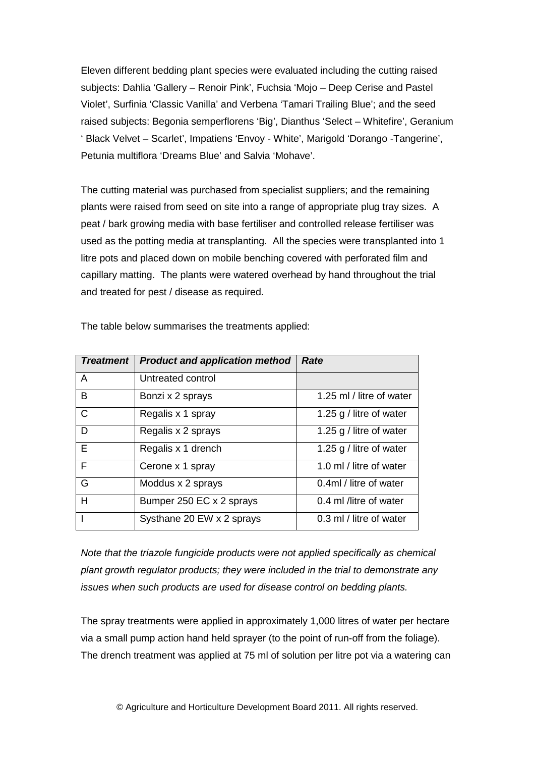Eleven different bedding plant species were evaluated including the cutting raised subjects: Dahlia 'Gallery – Renoir Pink', Fuchsia 'Mojo – Deep Cerise and Pastel Violet', Surfinia 'Classic Vanilla' and Verbena 'Tamari Trailing Blue'; and the seed raised subjects: Begonia semperflorens 'Big', Dianthus 'Select – Whitefire', Geranium ' Black Velvet – Scarlet', Impatiens 'Envoy - White', Marigold 'Dorango -Tangerine', Petunia multiflora 'Dreams Blue' and Salvia 'Mohave'.

The cutting material was purchased from specialist suppliers; and the remaining plants were raised from seed on site into a range of appropriate plug tray sizes. A peat / bark growing media with base fertiliser and controlled release fertiliser was used as the potting media at transplanting. All the species were transplanted into 1 litre pots and placed down on mobile benching covered with perforated film and capillary matting. The plants were watered overhead by hand throughout the trial and treated for pest / disease as required.

The table below summarises the treatments applied:

| ***Treatment*** | ***Product and application method*** | ***Rate*** |
|---|---|---|
| A | Untreated control | |
| B | Bonzi x 2 sprays | 1.25 ml / litre of water |
| C | Regalis x 1 spray | 1.25 g / litre of water |
| D | Regalis x 2 sprays | 1.25 g / litre of water |
| E | Regalis x 1 drench | 1.25 g / litre of water |
| F | Cerone x 1 spray | 1.0 ml / litre of water |
| G | Moddus x 2 sprays | 0.4ml / litre of water |
| H | Bumper 250 EC x 2 sprays | 0.4 ml /litre of water |
| I | Systhane 20 EW x 2 sprays | 0.3 ml / litre of water |

*Note that the triazole fungicide products were not applied specifically as chemical plant growth regulator products; they were included in the trial to demonstrate any issues when such products are used for disease control on bedding plants.*

The spray treatments were applied in approximately 1,000 litres of water per hectare via a small pump action hand held sprayer (to the point of run-off from the foliage). The drench treatment was applied at 75 ml of solution per litre pot via a watering can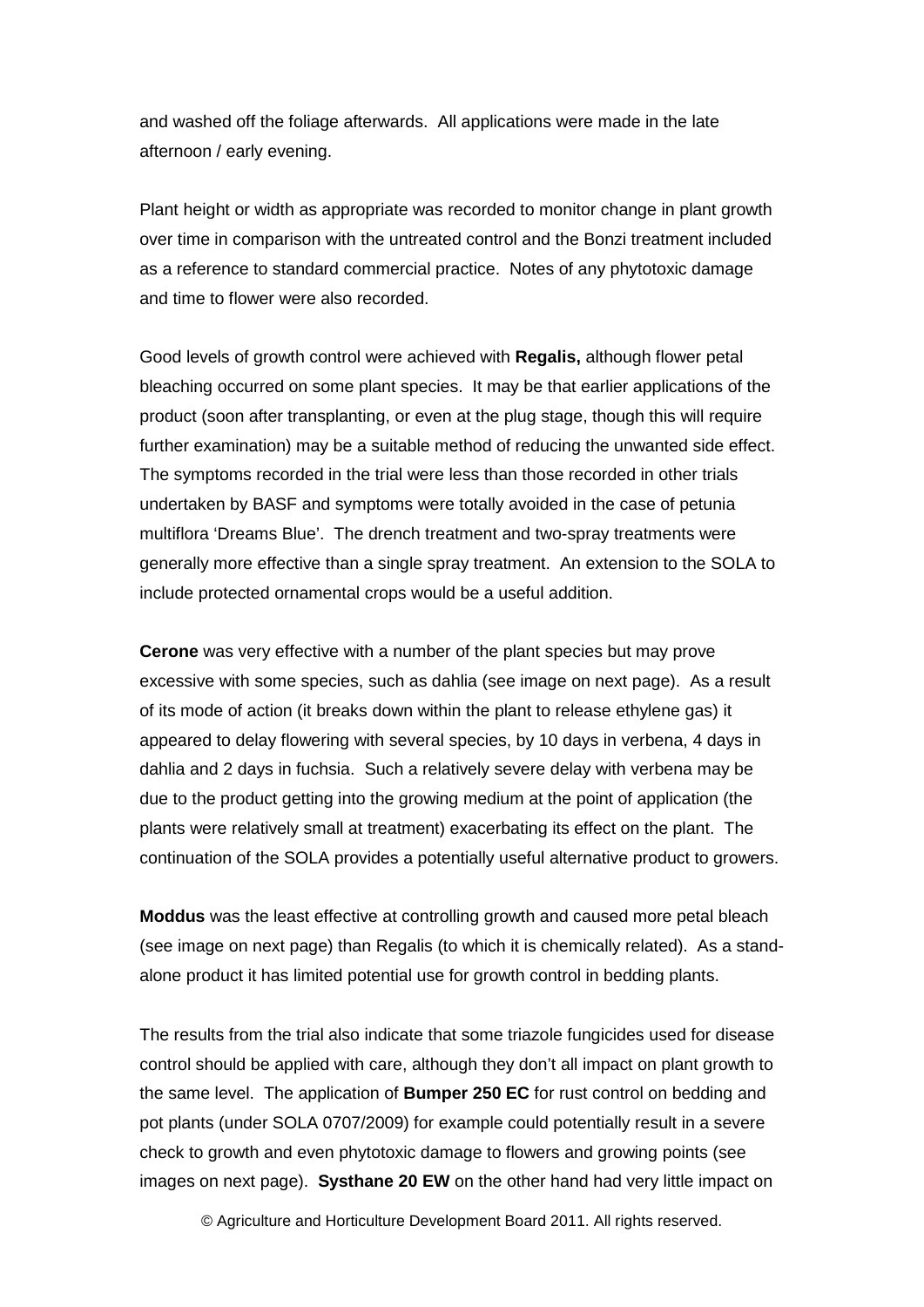and washed off the foliage afterwards. All applications were made in the late afternoon / early evening.

Plant height or width as appropriate was recorded to monitor change in plant growth over time in comparison with the untreated control and the Bonzi treatment included as a reference to standard commercial practice. Notes of any phytotoxic damage and time to flower were also recorded.

Good levels of growth control were achieved with **Regalis,** although flower petal bleaching occurred on some plant species. It may be that earlier applications of the product (soon after transplanting, or even at the plug stage, though this will require further examination) may be a suitable method of reducing the unwanted side effect. The symptoms recorded in the trial were less than those recorded in other trials undertaken by BASF and symptoms were totally avoided in the case of petunia multiflora 'Dreams Blue'. The drench treatment and two-spray treatments were generally more effective than a single spray treatment. An extension to the SOLA to include protected ornamental crops would be a useful addition.

**Cerone** was very effective with a number of the plant species but may prove excessive with some species, such as dahlia (see image on next page). As a result of its mode of action (it breaks down within the plant to release ethylene gas) it appeared to delay flowering with several species, by 10 days in verbena, 4 days in dahlia and 2 days in fuchsia. Such a relatively severe delay with verbena may be due to the product getting into the growing medium at the point of application (the plants were relatively small at treatment) exacerbating its effect on the plant. The continuation of the SOLA provides a potentially useful alternative product to growers.

**Moddus** was the least effective at controlling growth and caused more petal bleach (see image on next page) than Regalis (to which it is chemically related). As a stand-alone product it has limited potential use for growth control in bedding plants.

The results from the trial also indicate that some triazole fungicides used for disease control should be applied with care, although they don't all impact on plant growth to the same level. The application of **Bumper 250 EC** for rust control on bedding and pot plants (under SOLA 0707/2009) for example could potentially result in a severe check to growth and even phytotoxic damage to flowers and growing points (see images on next page). **Systhane 20 EW** on the other hand had very little impact on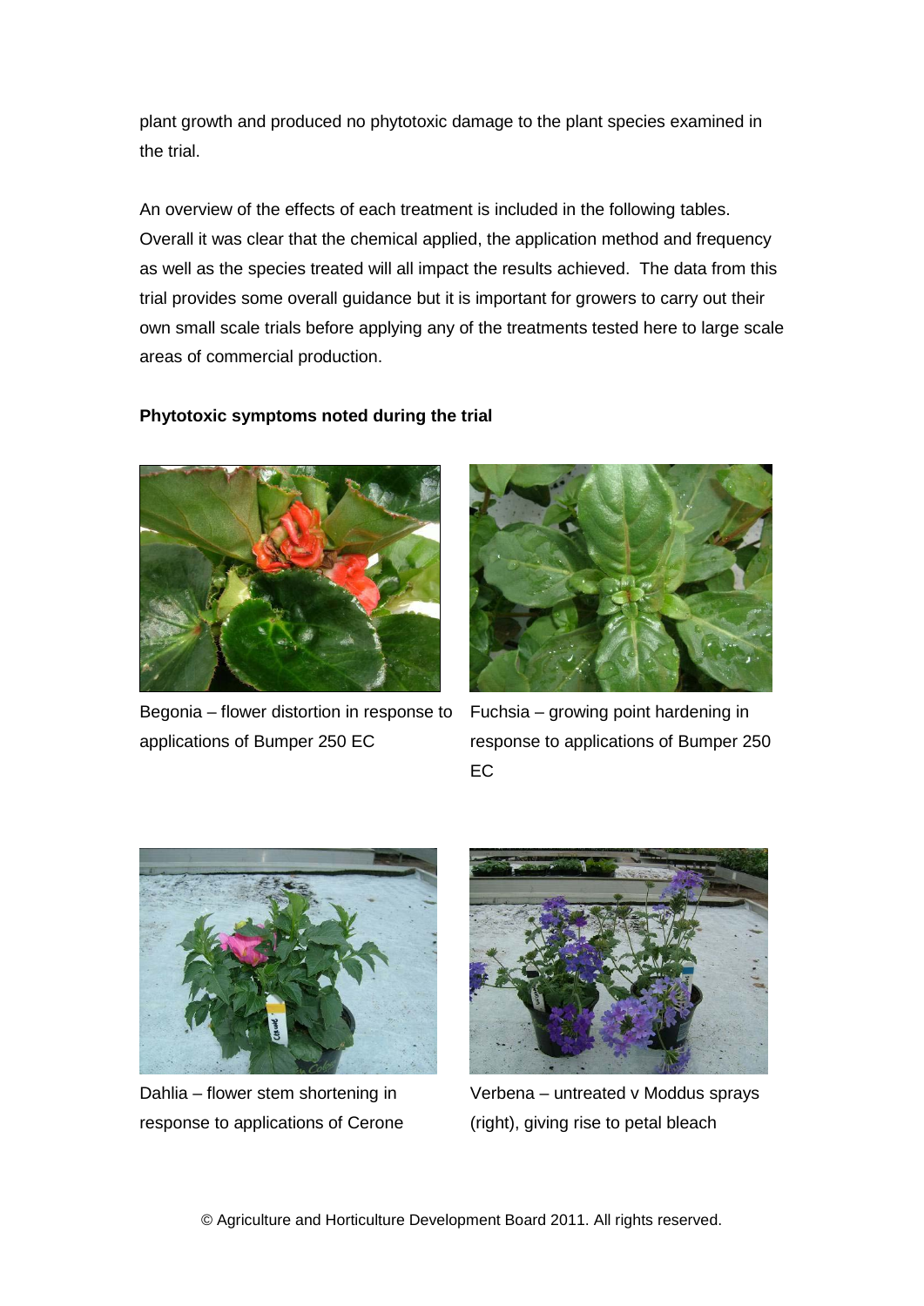plant growth and produced no phytotoxic damage to the plant species examined in the trial.

An overview of the effects of each treatment is included in the following tables. Overall it was clear that the chemical applied, the application method and frequency as well as the species treated will all impact the results achieved. The data from this trial provides some overall guidance but it is important for growers to carry out their own small scale trials before applying any of the treatments tested here to large scale areas of commercial production.

**Phytotoxic symptoms noted during the trial**

Begonia – flower distortion in response to applications of Bumper 250 EC

Fuchsia – growing point hardening in response to applications of Bumper 250 EC

Dahlia – flower stem shortening in response to applications of Cerone

Verbena – untreated v Moddus sprays (right), giving rise to petal bleach

© Agriculture and Horticulture Development Board 2011. All rights reserved.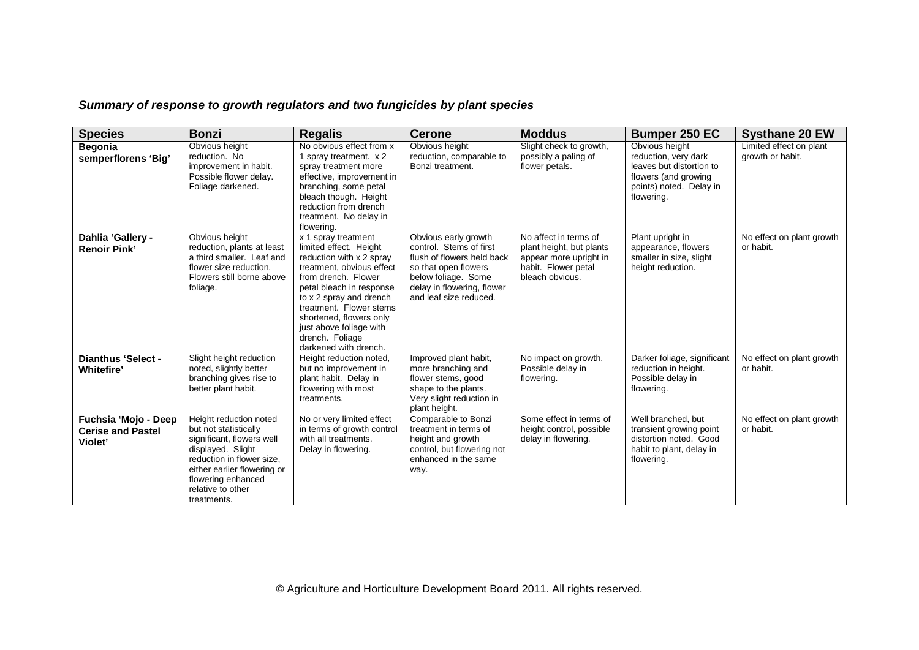***Summary of response to growth regulators and two fungicides by plant species***

| Species | Bonzi | Regalis | Cerone | Moddus | Bumper 250 EC | Systhane 20 EW |
|---|---|---|---|---|---|---|
| **Begonia semperflorens 'Big'** | Obvious height reduction. No improvement in habit. Possible flower delay. Foliage darkened. | No obvious effect from x 1 spray treatment. x 2 spray treatment more effective, improvement in branching, some petal bleach though. Height reduction from drench treatment. No delay in flowering. | Obvious height reduction, comparable to Bonzi treatment. | Slight check to growth, possibly a paling of flower petals. | Obvious height reduction, very dark leaves but distortion to flowers (and growing points) noted. Delay in flowering. | Limited effect on plant growth or habit. |
| **Dahlia 'Gallery - Renoir Pink'** | Obvious height reduction, plants at least a third smaller. Leaf and flower size reduction. Flowers still borne above foliage. | x 1 spray treatment limited effect. Height reduction with x 2 spray treatment, obvious effect from drench. Flower petal bleach in response to x 2 spray and drench treatment. Flower stems shortened, flowers only just above foliage with drench. Foliage darkened with drench. | Obvious early growth control. Stems of first flush of flowers held back so that open flowers below foliage. Some delay in flowering, flower and leaf size reduced. | No affect in terms of plant height, but plants appear more upright in habit. Flower petal bleach obvious. | Plant upright in appearance, flowers smaller in size, slight height reduction. | No effect on plant growth or habit. |
| **Dianthus 'Select - Whitefire'** | Slight height reduction noted, slightly better branching gives rise to better plant habit. | Height reduction noted, but no improvement in plant habit. Delay in flowering with most treatments. | Improved plant habit, more branching and flower stems, good shape to the plants. Very slight reduction in plant height. | No impact on growth. Possible delay in flowering. | Darker foliage, significant reduction in height. Possible delay in flowering. | No effect on plant growth or habit. |
| **Fuchsia 'Mojo - Deep Cerise and Pastel Violet'** | Height reduction noted but not statistically significant, flowers well displayed. Slight reduction in flower size, either earlier flowering or flowering enhanced relative to other treatments. | No or very limited effect in terms of growth control with all treatments. Delay in flowering. | Comparable to Bonzi treatment in terms of height and growth control, but flowering not enhanced in the same way. | Some effect in terms of height control, possible delay in flowering. | Well branched, but transient growing point distortion noted. Good habit to plant, delay in flowering. | No effect on plant growth or habit. |

© Agriculture and Horticulture Development Board 2011. All rights reserved.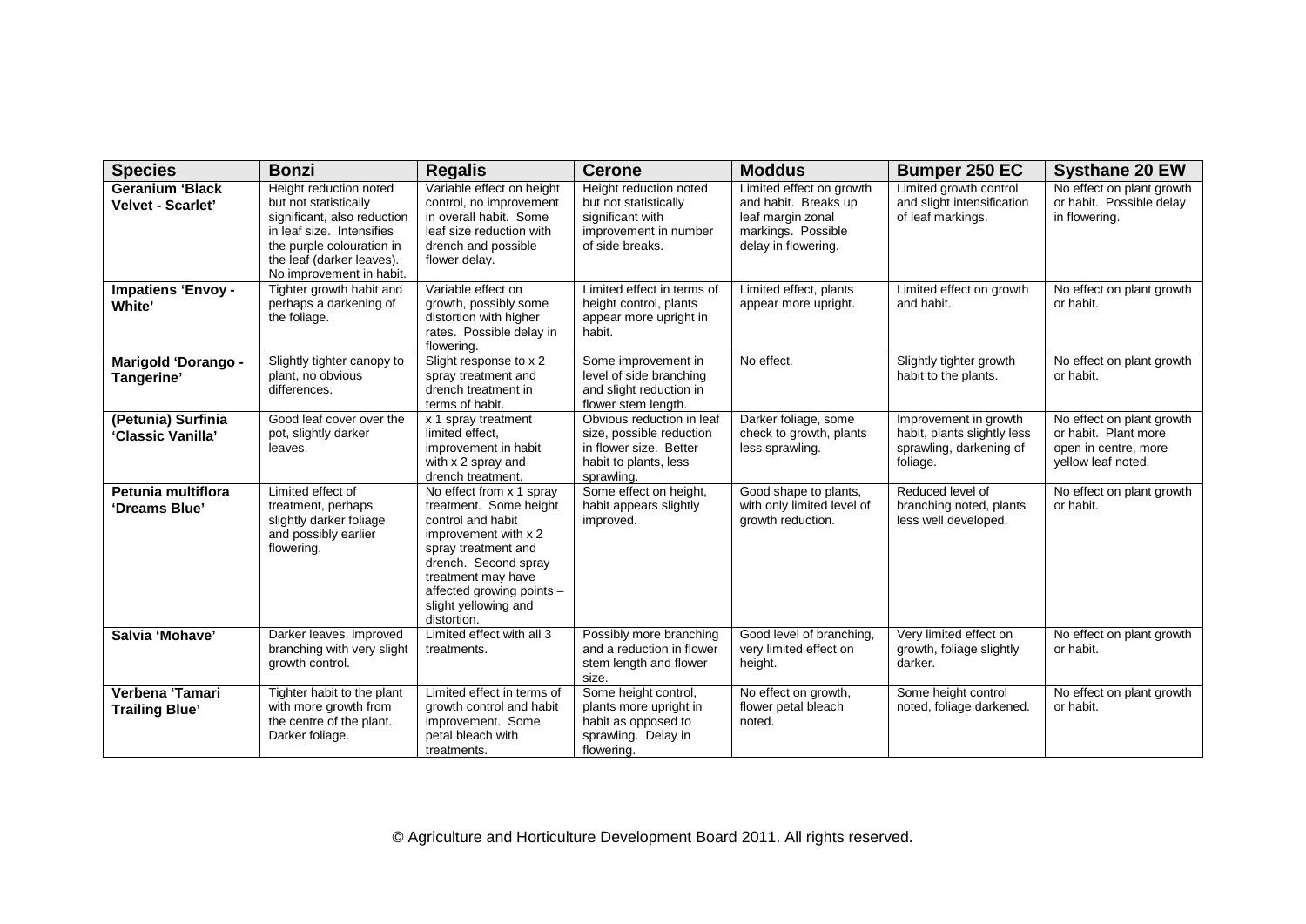| Species | Bonzi | Regalis | Cerone | Moddus | Bumper 250 EC | Systhane 20 EW |
|---|---|---|---|---|---|---|
| **Geranium 'Black Velvet - Scarlet'** | Height reduction noted but not statistically significant, also reduction in leaf size. Intensifies the purple colouration in the leaf (darker leaves). No improvement in habit. | Variable effect on height control, no improvement in overall habit. Some leaf size reduction with drench and possible flower delay. | Height reduction noted but not statistically significant with improvement in number of side breaks. | Limited effect on growth and habit. Breaks up leaf margin zonal markings. Possible delay in flowering. | Limited growth control and slight intensification of leaf markings. | No effect on plant growth or habit. Possible delay in flowering. |
| **Impatiens 'Envoy - White'** | Tighter growth habit and perhaps a darkening of the foliage. | Variable effect on growth, possibly some distortion with higher rates. Possible delay in flowering. | Limited effect in terms of height control, plants appear more upright in habit. | Limited effect, plants appear more upright. | Limited effect on growth and habit. | No effect on plant growth or habit. |
| **Marigold 'Dorango - Tangerine'** | Slightly tighter canopy to plant, no obvious differences. | Slight response to x 2 spray treatment and drench treatment in terms of habit. | Some improvement in level of side branching and slight reduction in flower stem length. | No effect. | Slightly tighter growth habit to the plants. | No effect on plant growth or habit. |
| **(Petunia) Surfinia 'Classic Vanilla'** | Good leaf cover over the pot, slightly darker leaves. | x 1 spray treatment limited effect, improvement in habit with x 2 spray and drench treatment. | Obvious reduction in leaf size, possible reduction in flower size. Better habit to plants, less sprawling. | Darker foliage, some check to growth, plants less sprawling. | Improvement in growth habit, plants slightly less sprawling, darkening of foliage. | No effect on plant growth or habit. Plant more open in centre, more yellow leaf noted. |
| **Petunia multiflora 'Dreams Blue'** | Limited effect of treatment, perhaps slightly darker foliage and possibly earlier flowering. | No effect from x 1 spray treatment. Some height control and habit improvement with x 2 spray treatment and drench. Second spray treatment may have affected growing points – slight yellowing and distortion. | Some effect on height, habit appears slightly improved. | Good shape to plants, with only limited level of growth reduction. | Reduced level of branching noted, plants less well developed. | No effect on plant growth or habit. |
| **Salvia 'Mohave'** | Darker leaves, improved branching with very slight growth control. | Limited effect with all 3 treatments. | Possibly more branching and a reduction in flower stem length and flower size. | Good level of branching, very limited effect on height. | Very limited effect on growth, foliage slightly darker. | No effect on plant growth or habit. |
| **Verbena 'Tamari Trailing Blue'** | Tighter habit to the plant with more growth from the centre of the plant. Darker foliage. | Limited effect in terms of growth control and habit improvement. Some petal bleach with treatments. | Some height control, plants more upright in habit as opposed to sprawling. Delay in flowering. | No effect on growth, flower petal bleach noted. | Some height control noted, foliage darkened. | No effect on plant growth or habit. |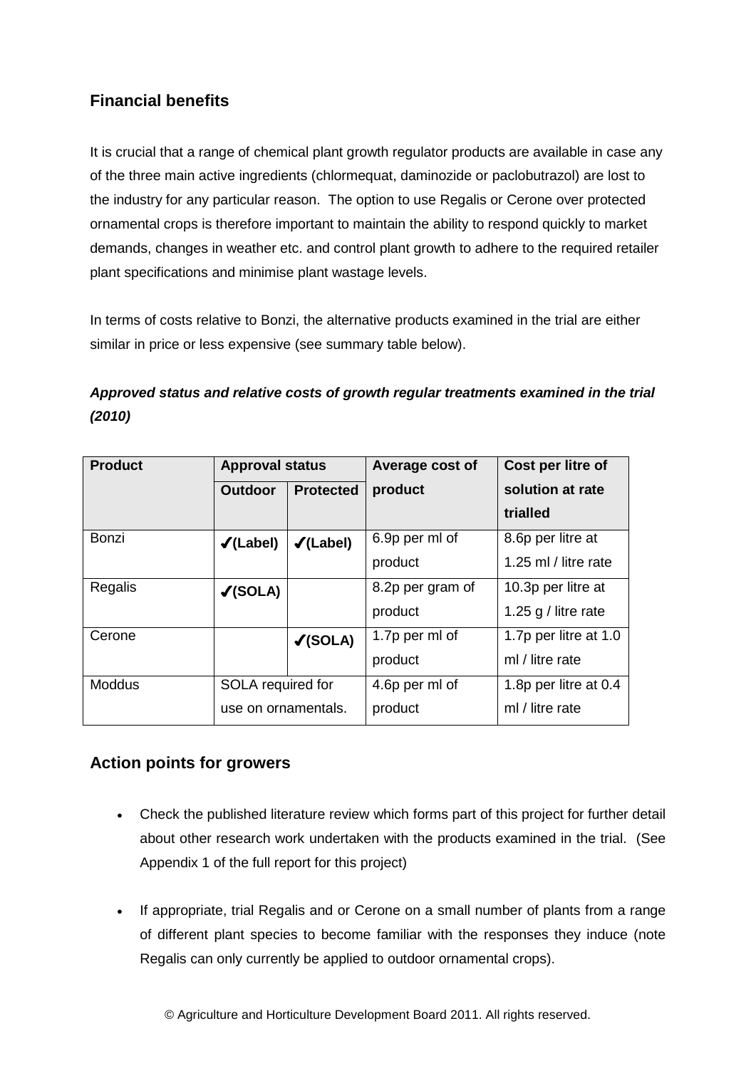## Financial benefits

It is crucial that a range of chemical plant growth regulator products are available in case any of the three main active ingredients (chlormequat, daminozide or paclobutrazol) are lost to the industry for any particular reason. The option to use Regalis or Cerone over protected ornamental crops is therefore important to maintain the ability to respond quickly to market demands, changes in weather etc. and control plant growth to adhere to the required retailer plant specifications and minimise plant wastage levels.

In terms of costs relative to Bonzi, the alternative products examined in the trial are either similar in price or less expensive (see summary table below).

***Approved status and relative costs of growth regular treatments examined in the trial (2010)***

| Product | Approval status | | Average cost of product | Cost per litre of solution at rate trialled |
|---|---|---|---|---|
| | Outdoor | Protected | | |
| Bonzi | ✔(Label) | ✔(Label) | 6.9p per ml of product | 8.6p per litre at 1.25 ml / litre rate |
| Regalis | ✔(SOLA) | | 8.2p per gram of product | 10.3p per litre at 1.25 g / litre rate |
| Cerone | | ✔(SOLA) | 1.7p per ml of product | 1.7p per litre at 1.0 ml / litre rate |
| Moddus | SOLA required for use on ornamentals. | | 4.6p per ml of product | 1.8p per litre at 0.4 ml / litre rate |

## Action points for growers

- Check the published literature review which forms part of this project for further detail about other research work undertaken with the products examined in the trial. (See Appendix 1 of the full report for this project)
- If appropriate, trial Regalis and or Cerone on a small number of plants from a range of different plant species to become familiar with the responses they induce (note Regalis can only currently be applied to outdoor ornamental crops).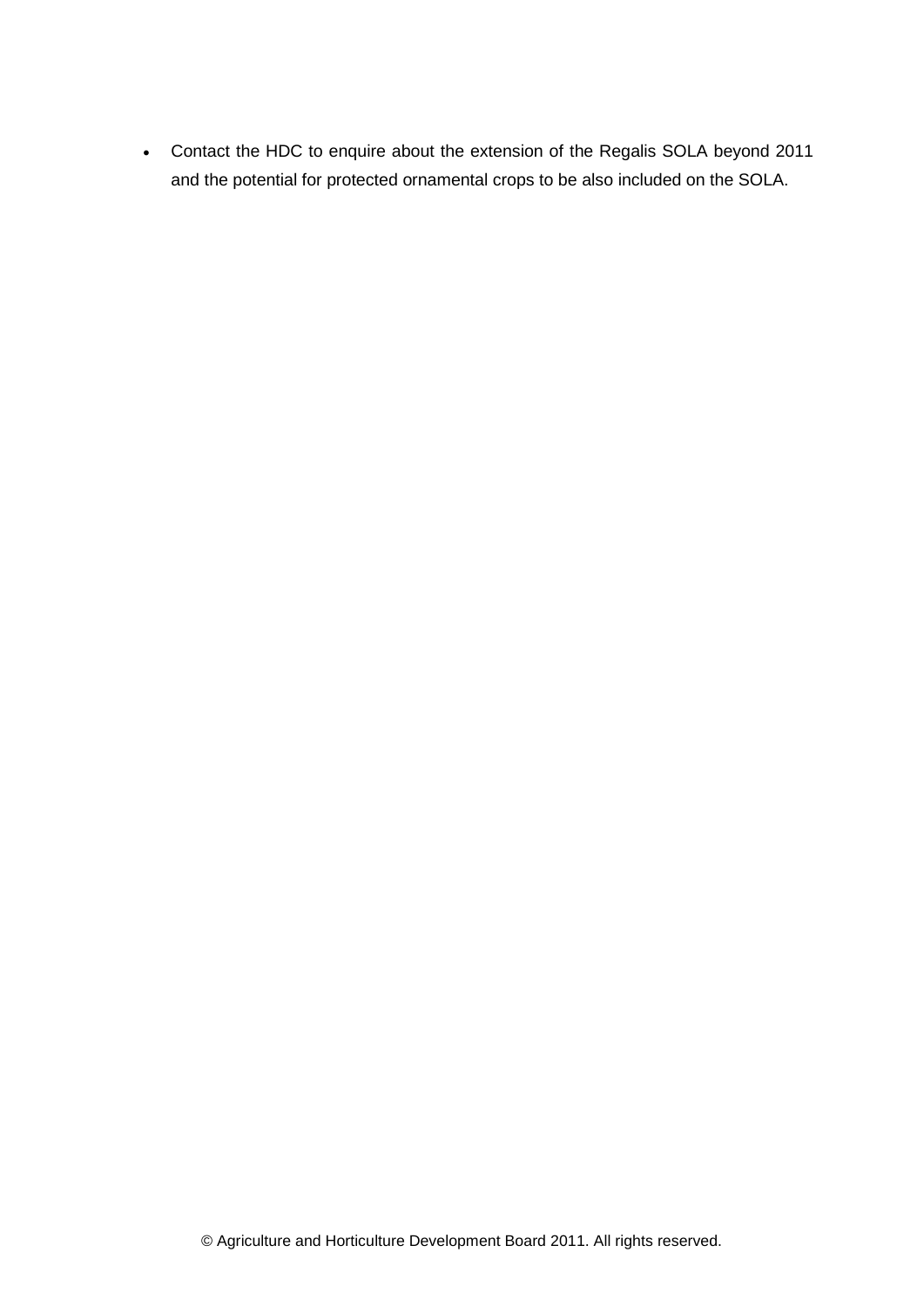- Contact the HDC to enquire about the extension of the Regalis SOLA beyond 2011 and the potential for protected ornamental crops to be also included on the SOLA.